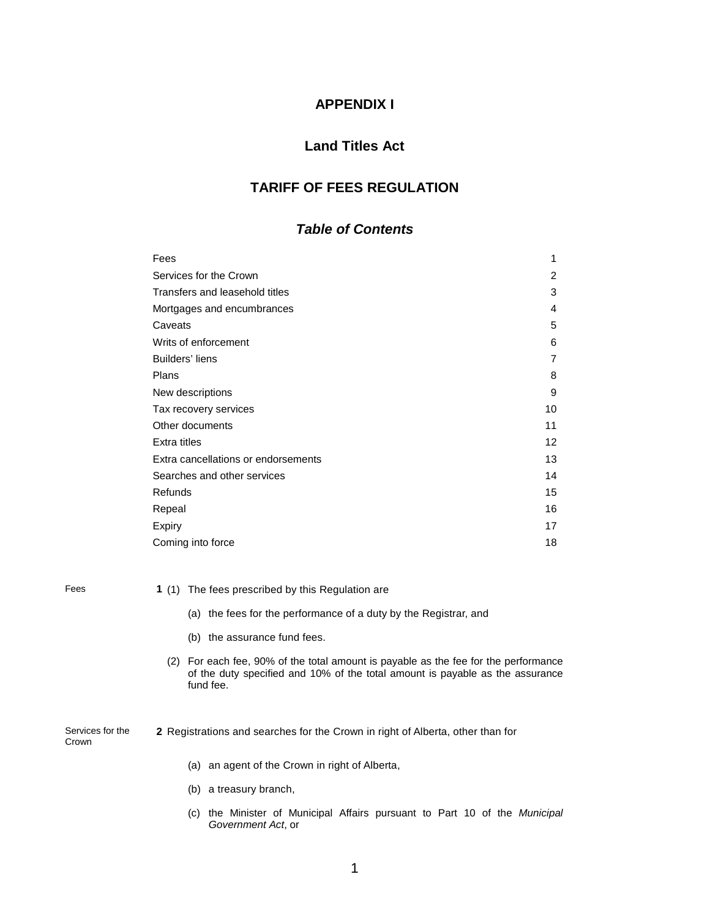# APPENDIX I

## Land Titles Act

## TARIFF OF FEES REGULATION

### *Table of Contents*

| | |
|---|---|
| Fees | 1 |
| Services for the Crown | 2 |
| Transfers and leasehold titles | 3 |
| Mortgages and encumbrances | 4 |
| Caveats | 5 |
| Writs of enforcement | 6 |
| Builders' liens | 7 |
| Plans | 8 |
| New descriptions | 9 |
| Tax recovery services | 10 |
| Other documents | 11 |
| Extra titles | 12 |
| Extra cancellations or endorsements | 13 |
| Searches and other services | 14 |
| Refunds | 15 |
| Repeal | 16 |
| Expiry | 17 |
| Coming into force | 18 |

Fees

**1** (1) The fees prescribed by this Regulation are

(a) the fees for the performance of a duty by the Registrar, and

(b) the assurance fund fees.

(2) For each fee, 90% of the total amount is payable as the fee for the performance of the duty specified and 10% of the total amount is payable as the assurance fund fee.

Services for the Crown

**2** Registrations and searches for the Crown in right of Alberta, other than for

(a) an agent of the Crown in right of Alberta,

(b) a treasury branch,

(c) the Minister of Municipal Affairs pursuant to Part 10 of the *Municipal Government Act*, or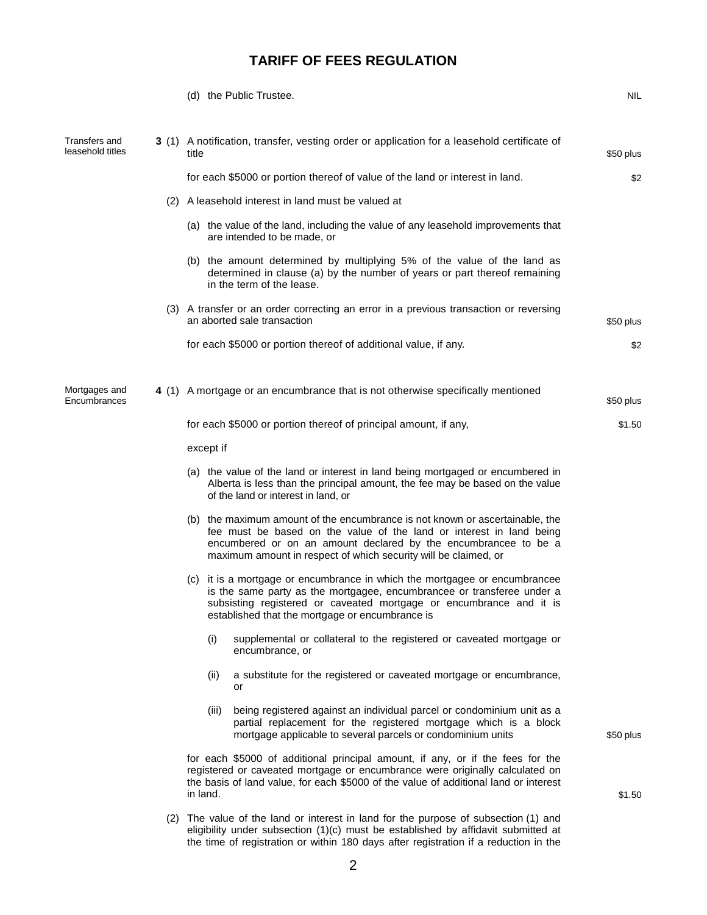# TARIFF OF FEES REGULATION

(d) the Public Trustee. NIL

**Transfers and leasehold titles**

**3** (1) A notification, transfer, vesting order or application for a leasehold certificate of title $50 plus

for each $5000 or portion thereof of value of the land or interest in land. $2

(2) A leasehold interest in land must be valued at

(a) the value of the land, including the value of any leasehold improvements that are intended to be made, or

(b) the amount determined by multiplying 5% of the value of the land as determined in clause (a) by the number of years or part thereof remaining in the term of the lease.

(3) A transfer or an order correcting an error in a previous transaction or reversing an aborted sale transaction $50 plus

for each $5000 or portion thereof of additional value, if any. $2

**Mortgages and Encumbrances**

**4** (1) A mortgage or an encumbrance that is not otherwise specifically mentioned $50 plus

for each $5000 or portion thereof of principal amount, if any, $1.50

except if

(a) the value of the land or interest in land being mortgaged or encumbered in Alberta is less than the principal amount, the fee may be based on the value of the land or interest in land, or

(b) the maximum amount of the encumbrance is not known or ascertainable, the fee must be based on the value of the land or interest in land being encumbered or on an amount declared by the encumbrancee to be a maximum amount in respect of which security will be claimed, or

(c) it is a mortgage or encumbrance in which the mortgagee or encumbrancee is the same party as the mortgagee, encumbrancee or transferee under a subsisting registered or caveated mortgage or encumbrance and it is established that the mortgage or encumbrance is

(i) supplemental or collateral to the registered or caveated mortgage or encumbrance, or

(ii) a substitute for the registered or caveated mortgage or encumbrance, or

(iii) being registered against an individual parcel or condominium unit as a partial replacement for the registered mortgage which is a block mortgage applicable to several parcels or condominium units $50 plus

for each $5000 of additional principal amount, if any, or if the fees for the registered or caveated mortgage or encumbrance were originally calculated on the basis of land value, for each $5000 of the value of additional land or interest in land. $1.50

(2) The value of the land or interest in land for the purpose of subsection (1) and eligibility under subsection (1)(c) must be established by affidavit submitted at the time of registration or within 180 days after registration if a reduction in the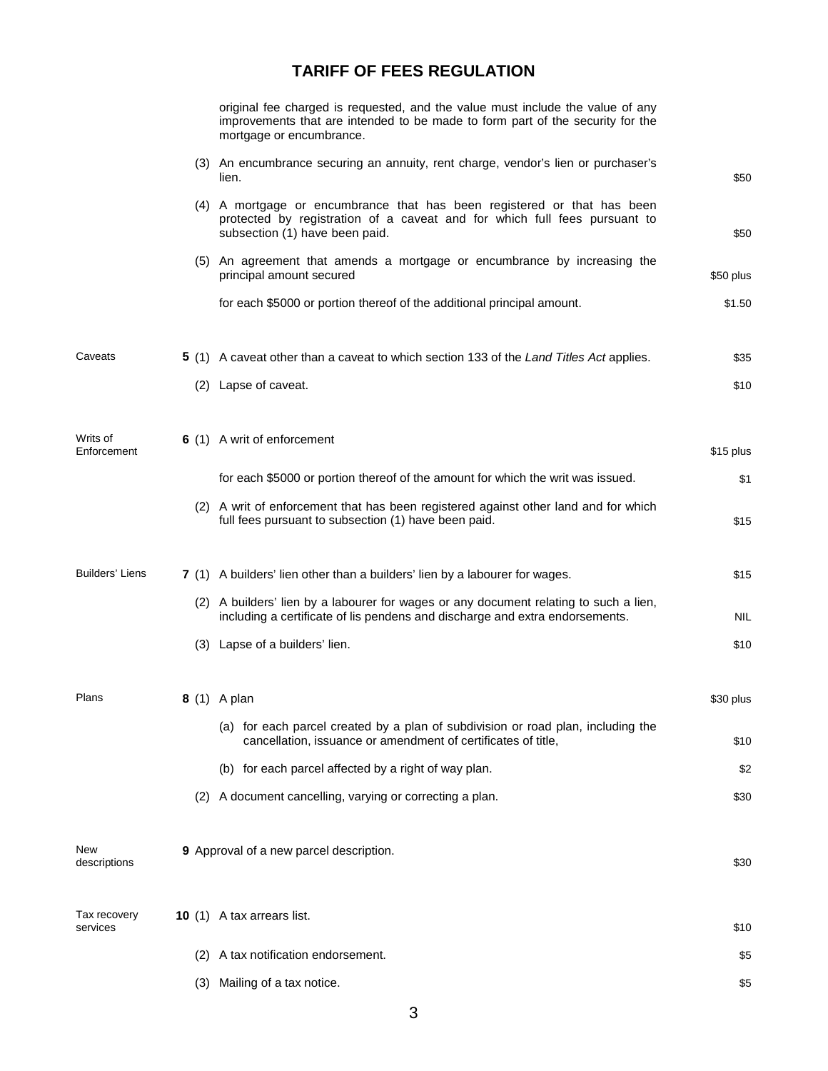original fee charged is requested, and the value must include the value of any improvements that are intended to be made to form part of the security for the mortgage or encumbrance.

| | | | |
|---|---|---|---|
| | | (3) An encumbrance securing an annuity, rent charge, vendor's lien or purchaser's lien. | $50 |
| | | (4) A mortgage or encumbrance that has been registered or that has been protected by registration of a caveat and for which full fees pursuant to subsection (1) have been paid. | $50 |
| | | (5) An agreement that amends a mortgage or encumbrance by increasing the principal amount secured | $50 plus |
| | | for each $5000 or portion thereof of the additional principal amount. | $1.50 |
| Caveats | **5** | (1) A caveat other than a caveat to which section 133 of the *Land Titles Act* applies. | $35 |
| | | (2) Lapse of caveat. | $10 |
| Writs of Enforcement | **6** | (1) A writ of enforcement | $15 plus |
| | | for each $5000 or portion thereof of the amount for which the writ was issued. | $1 |
| | | (2) A writ of enforcement that has been registered against other land and for which full fees pursuant to subsection (1) have been paid. | $15 |
| Builders' Liens | **7** | (1) A builders' lien other than a builders' lien by a labourer for wages. | $15 |
| | | (2) A builders' lien by a labourer for wages or any document relating to such a lien, including a certificate of lis pendens and discharge and extra endorsements. | NIL |
| | | (3) Lapse of a builders' lien. | $10 |
| Plans | **8** | (1) A plan | $30 plus |
| | | (a) for each parcel created by a plan of subdivision or road plan, including the cancellation, issuance or amendment of certificates of title, | $10 |
| | | (b) for each parcel affected by a right of way plan. | $2 |
| | | (2) A document cancelling, varying or correcting a plan. | $30 |
| New descriptions | **9** | Approval of a new parcel description. | $30 |
| Tax recovery services | **10** | (1) A tax arrears list. | $10 |
| | | (2) A tax notification endorsement. | $5 |
| | | (3) Mailing of a tax notice. | $5 |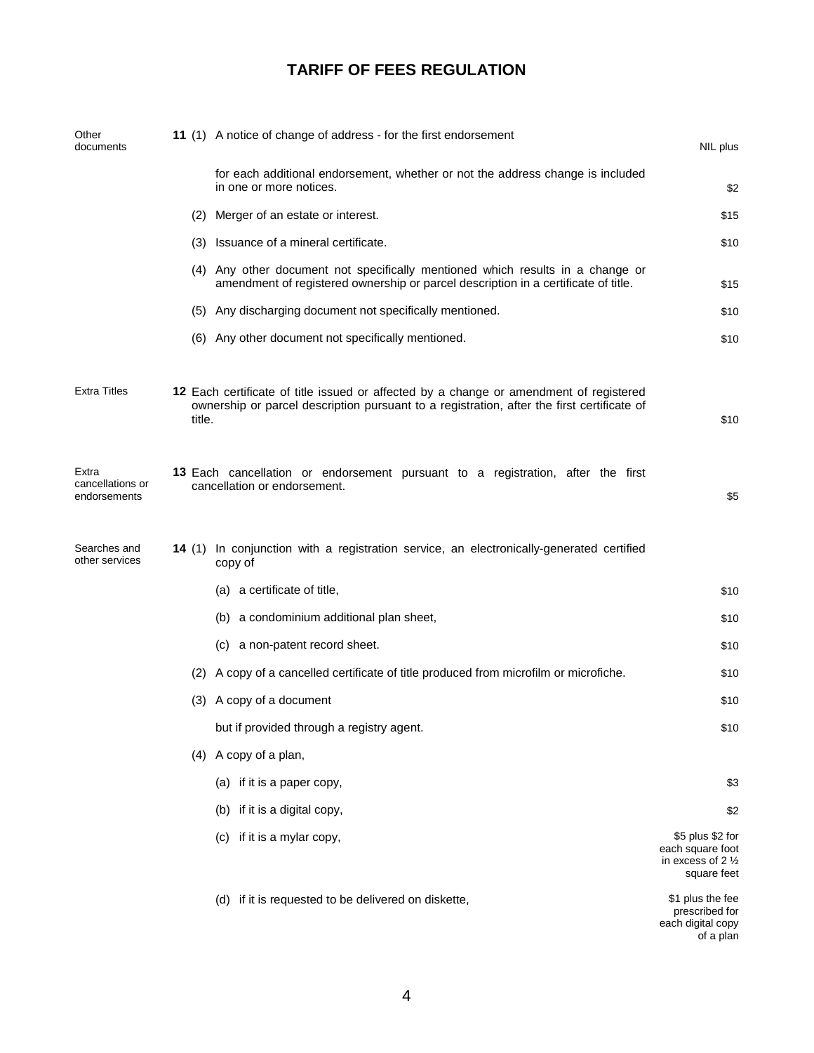# TARIFF OF FEES REGULATION

| | | |
|---|---|---|
| Other documents | **11** (1) A notice of change of address - for the first endorsement | NIL plus |
| | for each additional endorsement, whether or not the address change is included in one or more notices. | $2 |
| | (2) Merger of an estate or interest. | $15 |
| | (3) Issuance of a mineral certificate. | $10 |
| | (4) Any other document not specifically mentioned which results in a change or amendment of registered ownership or parcel description in a certificate of title. | $15 |
| | (5) Any discharging document not specifically mentioned. | $10 |
| | (6) Any other document not specifically mentioned. | $10 |
| Extra Titles | **12** Each certificate of title issued or affected by a change or amendment of registered ownership or parcel description pursuant to a registration, after the first certificate of title. | $10 |
| Extra cancellations or endorsements | **13** Each cancellation or endorsement pursuant to a registration, after the first cancellation or endorsement. | $5 |
| Searches and other services | **14** (1) In conjunction with a registration service, an electronically-generated certified copy of | |
| | (a) a certificate of title, | $10 |
| | (b) a condominium additional plan sheet, | $10 |
| | (c) a non-patent record sheet. | $10 |
| | (2) A copy of a cancelled certificate of title produced from microfilm or microfiche. | $10 |
| | (3) A copy of a document | $10 |
| | but if provided through a registry agent. | $10 |
| | (4) A copy of a plan, | |
| | (a) if it is a paper copy, | $3 |
| | (b) if it is a digital copy, | $2 |
| | (c) if it is a mylar copy, | $5 plus $2 for each square foot in excess of 2 ½ square feet |
| | (d) if it is requested to be delivered on diskette, | $1 plus the fee prescribed for each digital copy of a plan |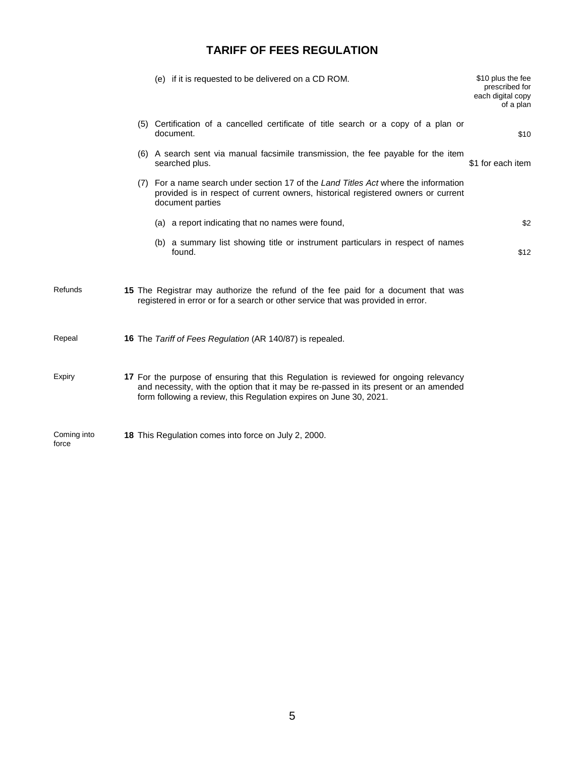(e) if it is requested to be delivered on a CD ROM. — $10 plus the fee prescribed for each digital copy of a plan

(5) Certification of a cancelled certificate of title search or a copy of a plan or document. — $10

(6) A search sent via manual facsimile transmission, the fee payable for the item searched plus. — $1 for each item

(7) For a name search under section 17 of the *Land Titles Act* where the information provided is in respect of current owners, historical registered owners or current document parties

(a) a report indicating that no names were found, — $2

(b) a summary list showing title or instrument particulars in respect of names found. — $12

Refunds

**15** The Registrar may authorize the refund of the fee paid for a document that was registered in error or for a search or other service that was provided in error.

Repeal

**16** The *Tariff of Fees Regulation* (AR 140/87) is repealed.

Expiry

**17** For the purpose of ensuring that this Regulation is reviewed for ongoing relevancy and necessity, with the option that it may be re-passed in its present or an amended form following a review, this Regulation expires on June 30, 2021.

Coming into force

**18** This Regulation comes into force on July 2, 2000.